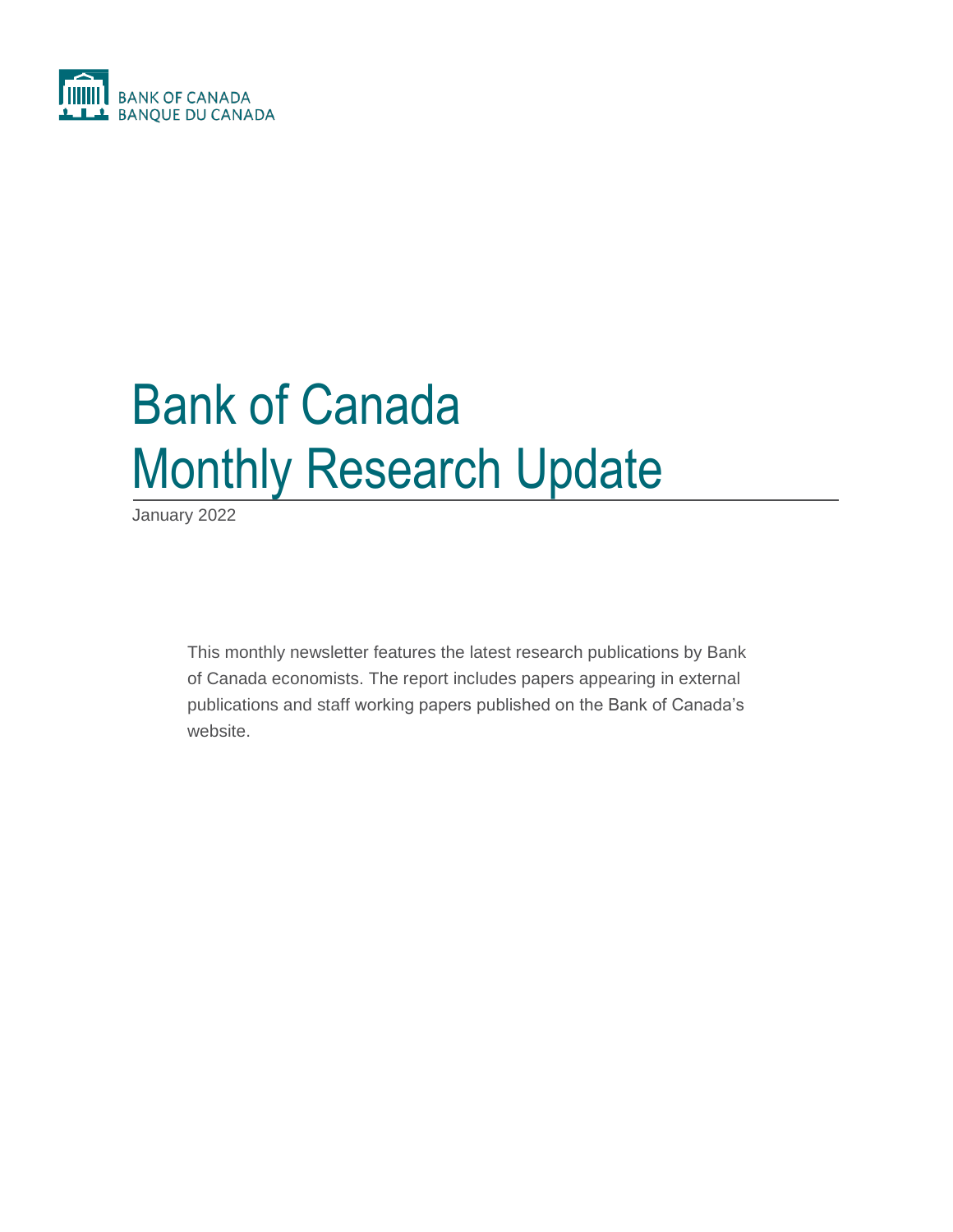BANK OF CANADA
BANQUE DU CANADA

# Bank of Canada Monthly Research Update

January 2022

This monthly newsletter features the latest research publications by Bank of Canada economists. The report includes papers appearing in external publications and staff working papers published on the Bank of Canada's website.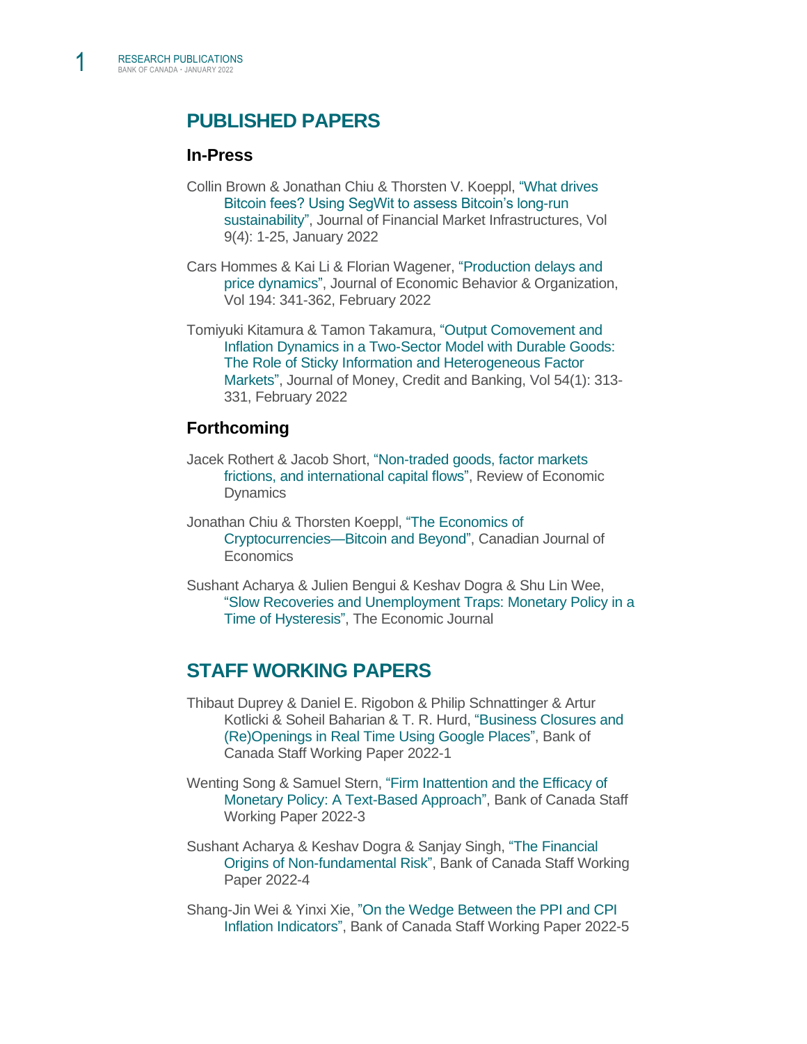# PUBLISHED PAPERS

## In-Press

Collin Brown & Jonathan Chiu & Thorsten V. Koeppl, "What drives Bitcoin fees? Using SegWit to assess Bitcoin's long-run sustainability", Journal of Financial Market Infrastructures, Vol 9(4): 1-25, January 2022

Cars Hommes & Kai Li & Florian Wagener, "Production delays and price dynamics", Journal of Economic Behavior & Organization, Vol 194: 341-362, February 2022

Tomiyuki Kitamura & Tamon Takamura, "Output Comovement and Inflation Dynamics in a Two-Sector Model with Durable Goods: The Role of Sticky Information and Heterogeneous Factor Markets", Journal of Money, Credit and Banking, Vol 54(1): 313-331, February 2022

## Forthcoming

Jacek Rothert & Jacob Short, "Non-traded goods, factor markets frictions, and international capital flows", Review of Economic Dynamics

Jonathan Chiu & Thorsten Koeppl, "The Economics of Cryptocurrencies—Bitcoin and Beyond", Canadian Journal of Economics

Sushant Acharya & Julien Bengui & Keshav Dogra & Shu Lin Wee, "Slow Recoveries and Unemployment Traps: Monetary Policy in a Time of Hysteresis", The Economic Journal

# STAFF WORKING PAPERS

Thibaut Duprey & Daniel E. Rigobon & Philip Schnattinger & Artur Kotlicki & Soheil Baharian & T. R. Hurd, "Business Closures and (Re)Openings in Real Time Using Google Places", Bank of Canada Staff Working Paper 2022-1

Wenting Song & Samuel Stern, "Firm Inattention and the Efficacy of Monetary Policy: A Text-Based Approach", Bank of Canada Staff Working Paper 2022-3

Sushant Acharya & Keshav Dogra & Sanjay Singh, "The Financial Origins of Non-fundamental Risk", Bank of Canada Staff Working Paper 2022-4

Shang-Jin Wei & Yinxi Xie, "On the Wedge Between the PPI and CPI Inflation Indicators", Bank of Canada Staff Working Paper 2022-5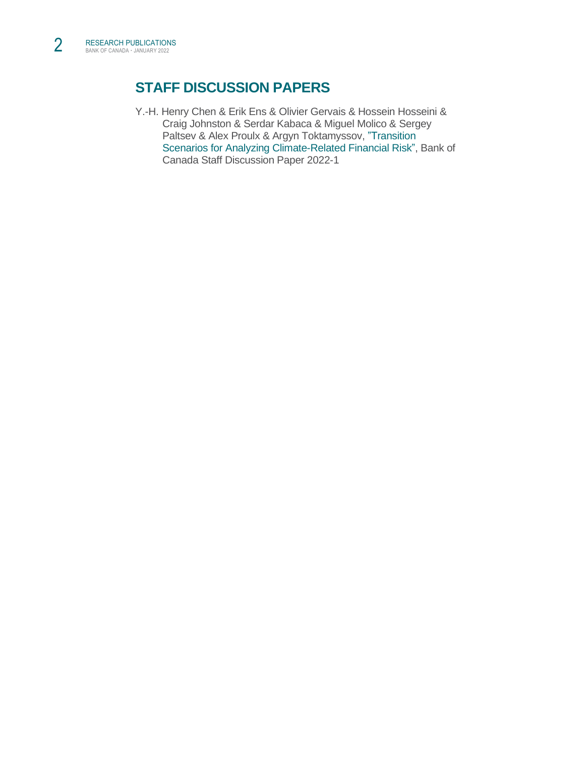## STAFF DISCUSSION PAPERS

Y.-H. Henry Chen & Erik Ens & Olivier Gervais & Hossein Hosseini & Craig Johnston & Serdar Kabaca & Miguel Molico & Sergey Paltsev & Alex Proulx & Argyn Toktamyssov, "Transition Scenarios for Analyzing Climate-Related Financial Risk", Bank of Canada Staff Discussion Paper 2022-1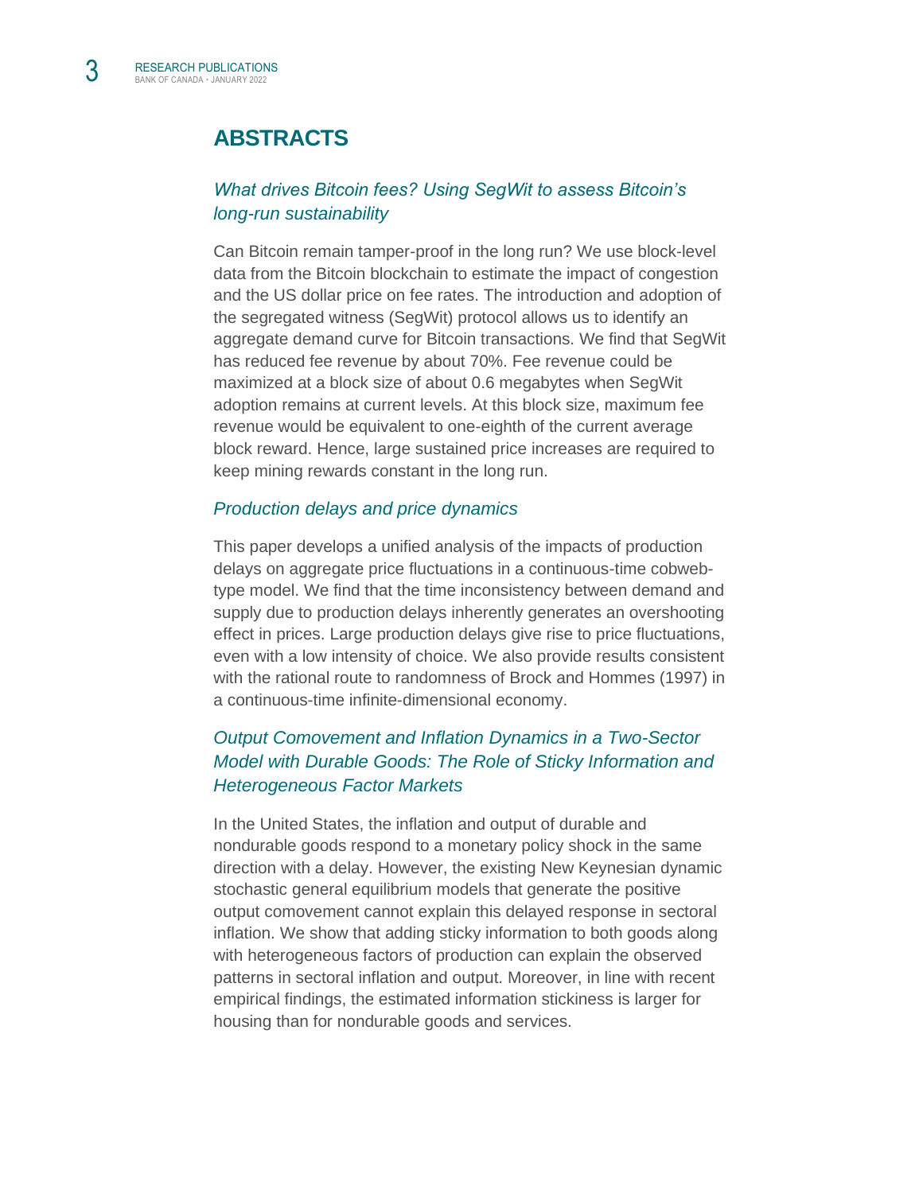## ABSTRACTS

### *What drives Bitcoin fees? Using SegWit to assess Bitcoin's long-run sustainability*

Can Bitcoin remain tamper-proof in the long run? We use block-level data from the Bitcoin blockchain to estimate the impact of congestion and the US dollar price on fee rates. The introduction and adoption of the segregated witness (SegWit) protocol allows us to identify an aggregate demand curve for Bitcoin transactions. We find that SegWit has reduced fee revenue by about 70%. Fee revenue could be maximized at a block size of about 0.6 megabytes when SegWit adoption remains at current levels. At this block size, maximum fee revenue would be equivalent to one-eighth of the current average block reward. Hence, large sustained price increases are required to keep mining rewards constant in the long run.

### *Production delays and price dynamics*

This paper develops a unified analysis of the impacts of production delays on aggregate price fluctuations in a continuous-time cobweb-type model. We find that the time inconsistency between demand and supply due to production delays inherently generates an overshooting effect in prices. Large production delays give rise to price fluctuations, even with a low intensity of choice. We also provide results consistent with the rational route to randomness of Brock and Hommes (1997) in a continuous-time infinite-dimensional economy.

### *Output Comovement and Inflation Dynamics in a Two-Sector Model with Durable Goods: The Role of Sticky Information and Heterogeneous Factor Markets*

In the United States, the inflation and output of durable and nondurable goods respond to a monetary policy shock in the same direction with a delay. However, the existing New Keynesian dynamic stochastic general equilibrium models that generate the positive output comovement cannot explain this delayed response in sectoral inflation. We show that adding sticky information to both goods along with heterogeneous factors of production can explain the observed patterns in sectoral inflation and output. Moreover, in line with recent empirical findings, the estimated information stickiness is larger for housing than for nondurable goods and services.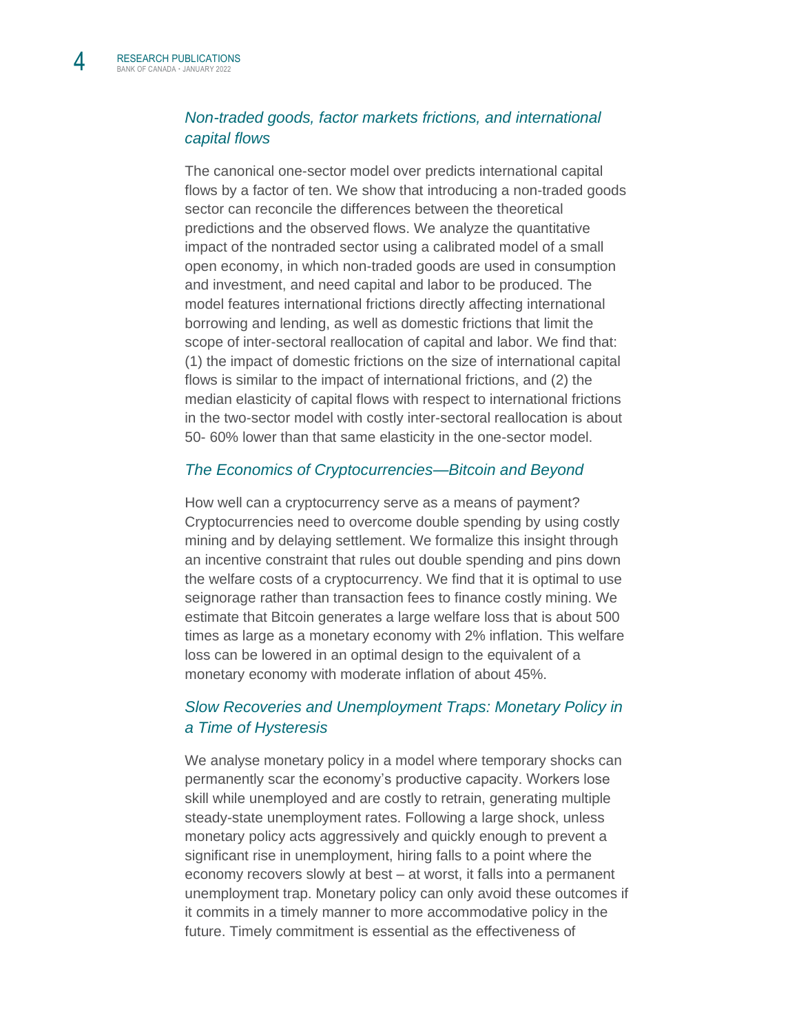### *Non-traded goods, factor markets frictions, and international capital flows*

The canonical one-sector model over predicts international capital flows by a factor of ten. We show that introducing a non-traded goods sector can reconcile the differences between the theoretical predictions and the observed flows. We analyze the quantitative impact of the nontraded sector using a calibrated model of a small open economy, in which non-traded goods are used in consumption and investment, and need capital and labor to be produced. The model features international frictions directly affecting international borrowing and lending, as well as domestic frictions that limit the scope of inter-sectoral reallocation of capital and labor. We find that: (1) the impact of domestic frictions on the size of international capital flows is similar to the impact of international frictions, and (2) the median elasticity of capital flows with respect to international frictions in the two-sector model with costly inter-sectoral reallocation is about 50- 60% lower than that same elasticity in the one-sector model.

### *The Economics of Cryptocurrencies—Bitcoin and Beyond*

How well can a cryptocurrency serve as a means of payment? Cryptocurrencies need to overcome double spending by using costly mining and by delaying settlement. We formalize this insight through an incentive constraint that rules out double spending and pins down the welfare costs of a cryptocurrency. We find that it is optimal to use seignorage rather than transaction fees to finance costly mining. We estimate that Bitcoin generates a large welfare loss that is about 500 times as large as a monetary economy with 2% inflation. This welfare loss can be lowered in an optimal design to the equivalent of a monetary economy with moderate inflation of about 45%.

### *Slow Recoveries and Unemployment Traps: Monetary Policy in a Time of Hysteresis*

We analyse monetary policy in a model where temporary shocks can permanently scar the economy's productive capacity. Workers lose skill while unemployed and are costly to retrain, generating multiple steady-state unemployment rates. Following a large shock, unless monetary policy acts aggressively and quickly enough to prevent a significant rise in unemployment, hiring falls to a point where the economy recovers slowly at best – at worst, it falls into a permanent unemployment trap. Monetary policy can only avoid these outcomes if it commits in a timely manner to more accommodative policy in the future. Timely commitment is essential as the effectiveness of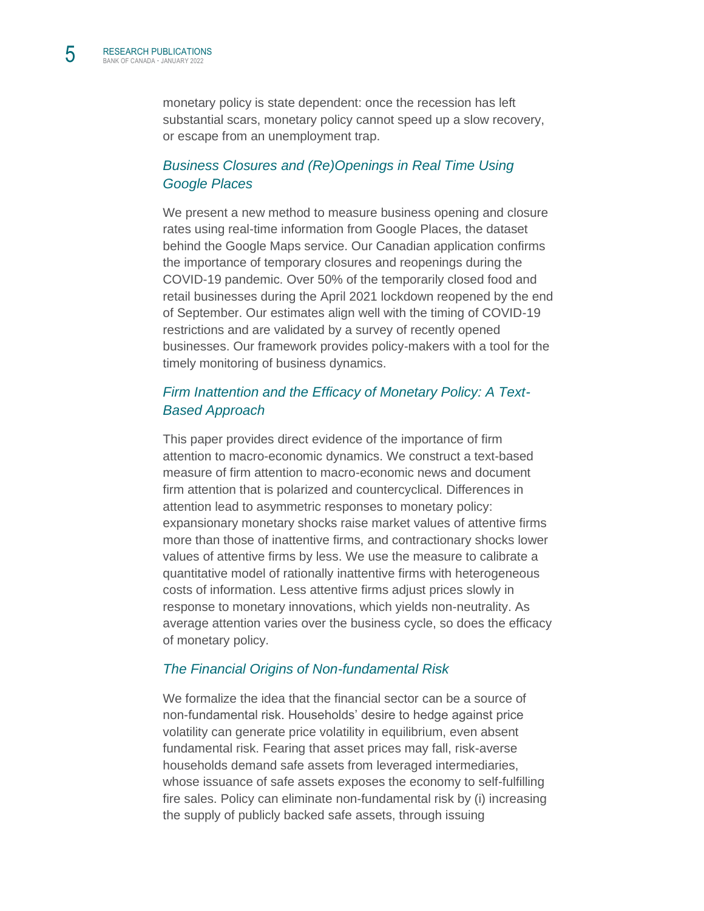monetary policy is state dependent: once the recession has left substantial scars, monetary policy cannot speed up a slow recovery, or escape from an unemployment trap.

### *Business Closures and (Re)Openings in Real Time Using Google Places*

We present a new method to measure business opening and closure rates using real-time information from Google Places, the dataset behind the Google Maps service. Our Canadian application confirms the importance of temporary closures and reopenings during the COVID-19 pandemic. Over 50% of the temporarily closed food and retail businesses during the April 2021 lockdown reopened by the end of September. Our estimates align well with the timing of COVID-19 restrictions and are validated by a survey of recently opened businesses. Our framework provides policy-makers with a tool for the timely monitoring of business dynamics.

### *Firm Inattention and the Efficacy of Monetary Policy: A Text-Based Approach*

This paper provides direct evidence of the importance of firm attention to macro-economic dynamics. We construct a text-based measure of firm attention to macro-economic news and document firm attention that is polarized and countercyclical. Differences in attention lead to asymmetric responses to monetary policy: expansionary monetary shocks raise market values of attentive firms more than those of inattentive firms, and contractionary shocks lower values of attentive firms by less. We use the measure to calibrate a quantitative model of rationally inattentive firms with heterogeneous costs of information. Less attentive firms adjust prices slowly in response to monetary innovations, which yields non-neutrality. As average attention varies over the business cycle, so does the efficacy of monetary policy.

### *The Financial Origins of Non-fundamental Risk*

We formalize the idea that the financial sector can be a source of non-fundamental risk. Households' desire to hedge against price volatility can generate price volatility in equilibrium, even absent fundamental risk. Fearing that asset prices may fall, risk-averse households demand safe assets from leveraged intermediaries, whose issuance of safe assets exposes the economy to self-fulfilling fire sales. Policy can eliminate non-fundamental risk by (i) increasing the supply of publicly backed safe assets, through issuing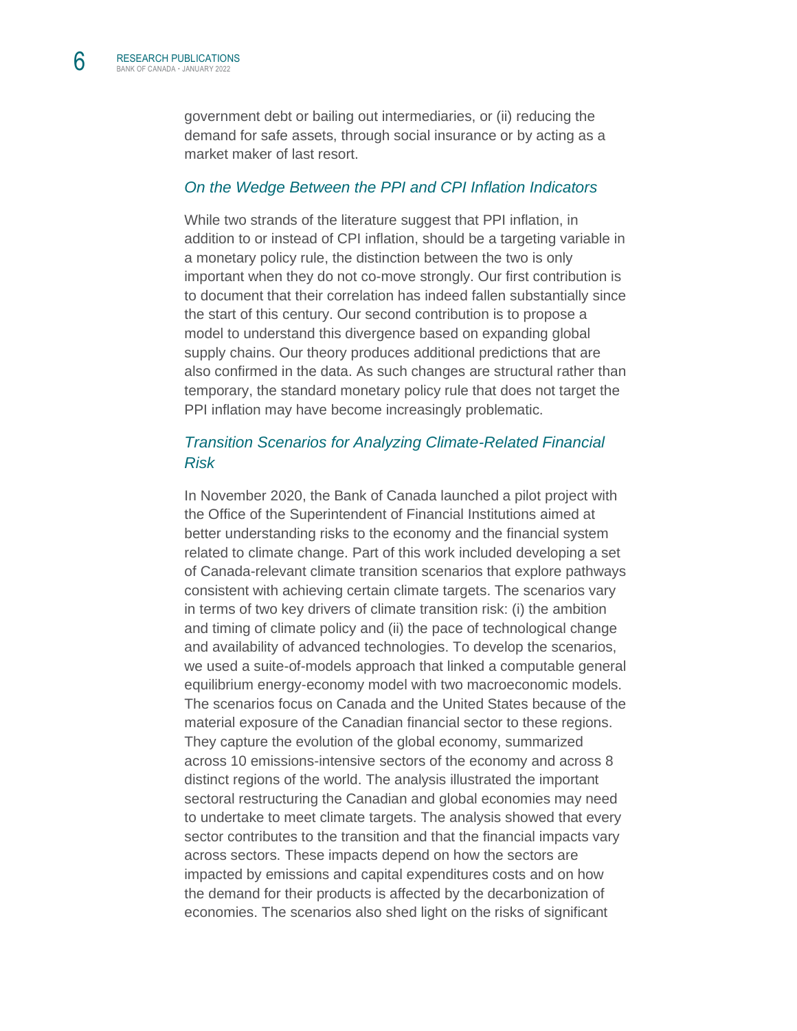government debt or bailing out intermediaries, or (ii) reducing the demand for safe assets, through social insurance or by acting as a market maker of last resort.

### *On the Wedge Between the PPI and CPI Inflation Indicators*

While two strands of the literature suggest that PPI inflation, in addition to or instead of CPI inflation, should be a targeting variable in a monetary policy rule, the distinction between the two is only important when they do not co-move strongly. Our first contribution is to document that their correlation has indeed fallen substantially since the start of this century. Our second contribution is to propose a model to understand this divergence based on expanding global supply chains. Our theory produces additional predictions that are also confirmed in the data. As such changes are structural rather than temporary, the standard monetary policy rule that does not target the PPI inflation may have become increasingly problematic.

### *Transition Scenarios for Analyzing Climate-Related Financial Risk*

In November 2020, the Bank of Canada launched a pilot project with the Office of the Superintendent of Financial Institutions aimed at better understanding risks to the economy and the financial system related to climate change. Part of this work included developing a set of Canada-relevant climate transition scenarios that explore pathways consistent with achieving certain climate targets. The scenarios vary in terms of two key drivers of climate transition risk: (i) the ambition and timing of climate policy and (ii) the pace of technological change and availability of advanced technologies. To develop the scenarios, we used a suite-of-models approach that linked a computable general equilibrium energy-economy model with two macroeconomic models. The scenarios focus on Canada and the United States because of the material exposure of the Canadian financial sector to these regions. They capture the evolution of the global economy, summarized across 10 emissions-intensive sectors of the economy and across 8 distinct regions of the world. The analysis illustrated the important sectoral restructuring the Canadian and global economies may need to undertake to meet climate targets. The analysis showed that every sector contributes to the transition and that the financial impacts vary across sectors. These impacts depend on how the sectors are impacted by emissions and capital expenditures costs and on how the demand for their products is affected by the decarbonization of economies. The scenarios also shed light on the risks of significant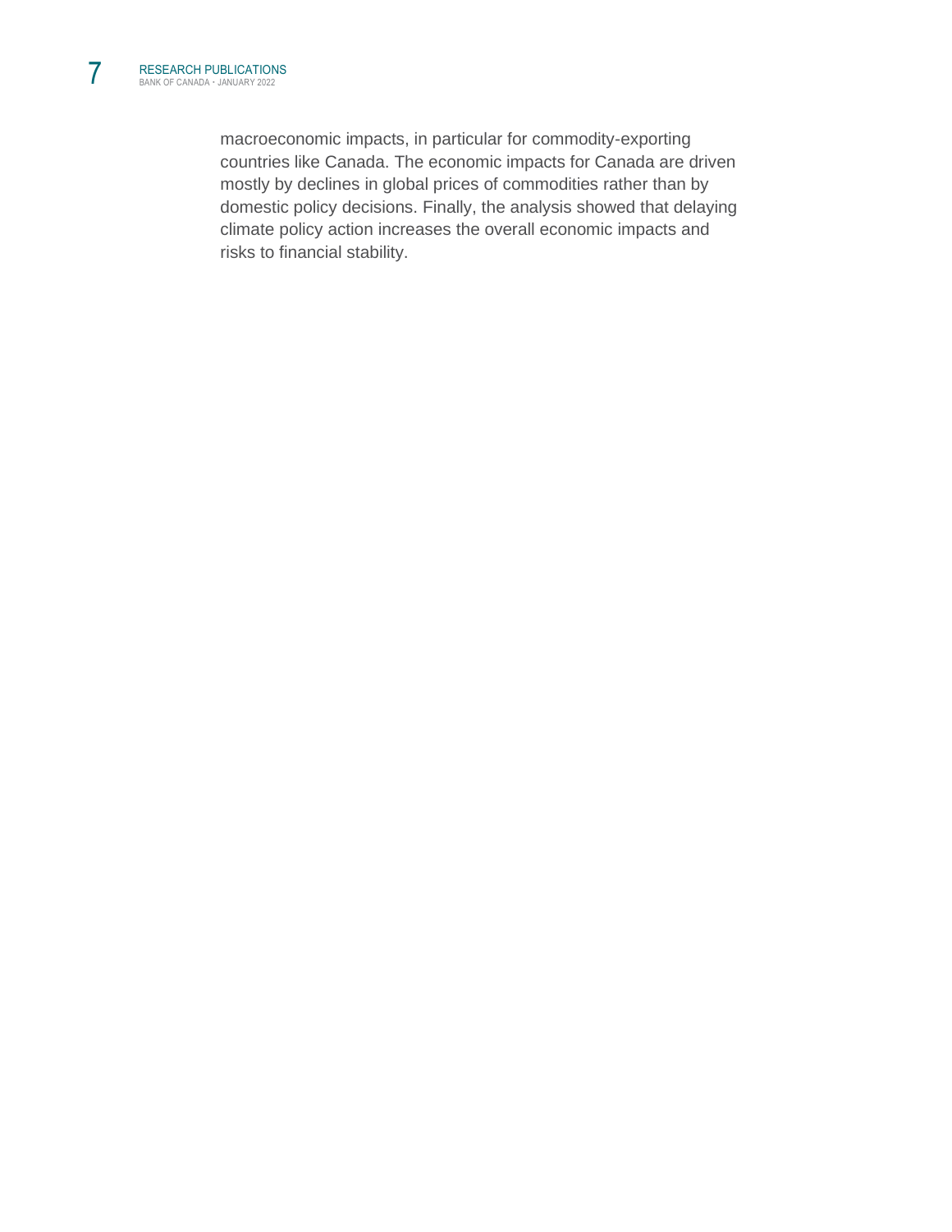macroeconomic impacts, in particular for commodity-exporting countries like Canada. The economic impacts for Canada are driven mostly by declines in global prices of commodities rather than by domestic policy decisions. Finally, the analysis showed that delaying climate policy action increases the overall economic impacts and risks to financial stability.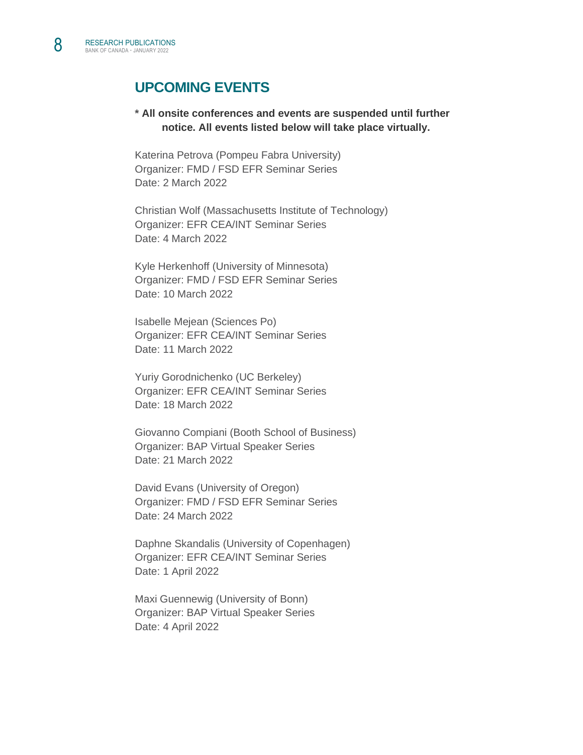## UPCOMING EVENTS

**\* All onsite conferences and events are suspended until further notice. All events listed below will take place virtually.**

Katerina Petrova (Pompeu Fabra University)
Organizer: FMD / FSD EFR Seminar Series
Date: 2 March 2022

Christian Wolf (Massachusetts Institute of Technology)
Organizer: EFR CEA/INT Seminar Series
Date: 4 March 2022

Kyle Herkenhoff (University of Minnesota)
Organizer: FMD / FSD EFR Seminar Series
Date: 10 March 2022

Isabelle Mejean (Sciences Po)
Organizer: EFR CEA/INT Seminar Series
Date: 11 March 2022

Yuriy Gorodnichenko (UC Berkeley)
Organizer: EFR CEA/INT Seminar Series
Date: 18 March 2022

Giovanno Compiani (Booth School of Business)
Organizer: BAP Virtual Speaker Series
Date: 21 March 2022

David Evans (University of Oregon)
Organizer: FMD / FSD EFR Seminar Series
Date: 24 March 2022

Daphne Skandalis (University of Copenhagen)
Organizer: EFR CEA/INT Seminar Series
Date: 1 April 2022

Maxi Guennewig (University of Bonn)
Organizer: BAP Virtual Speaker Series
Date: 4 April 2022